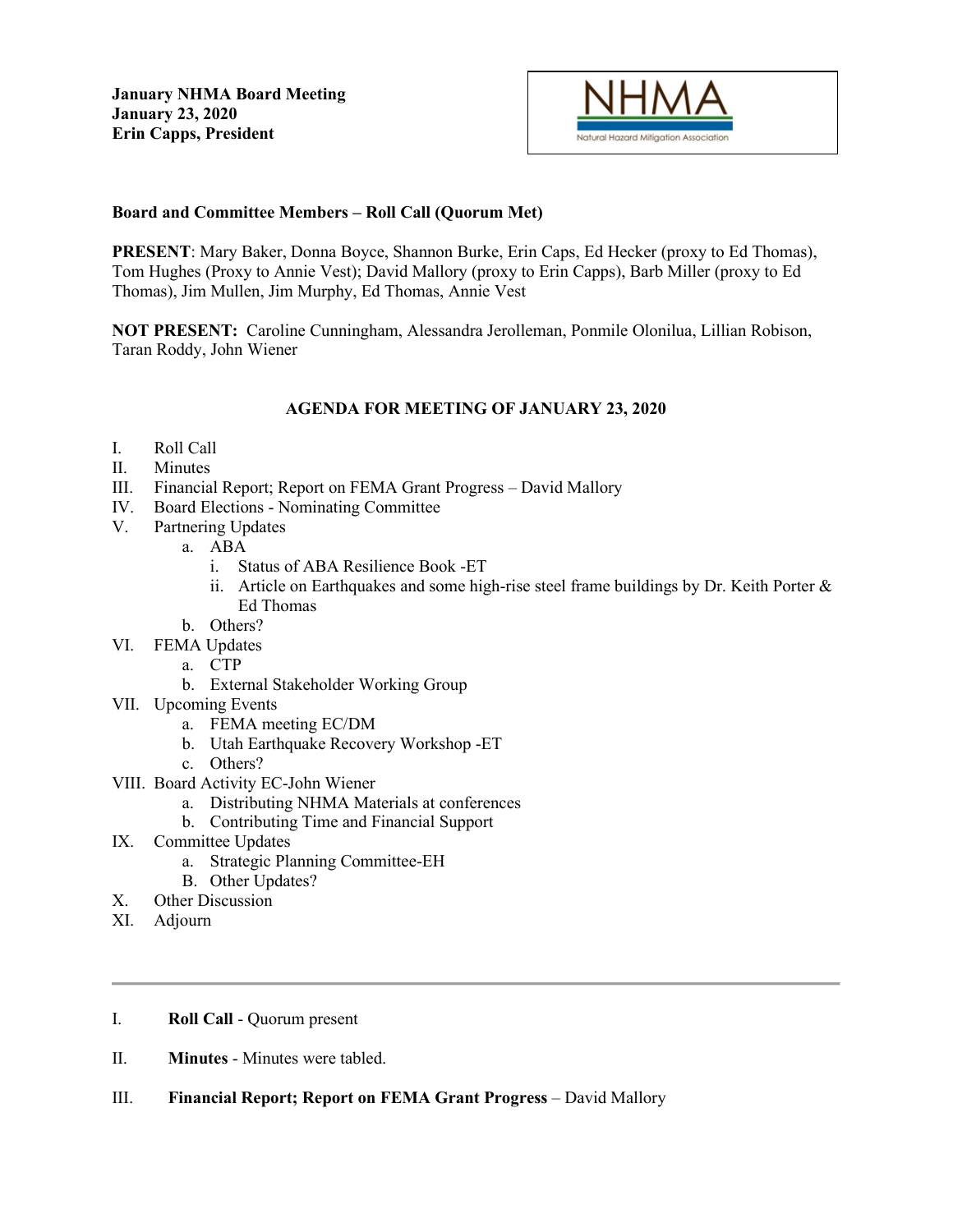**January NHMA Board Meeting**
**January 23, 2020**
**Erin Capps, President**

**Board and Committee Members – Roll Call (Quorum Met)**

**PRESENT**: Mary Baker, Donna Boyce, Shannon Burke, Erin Caps, Ed Hecker (proxy to Ed Thomas), Tom Hughes (Proxy to Annie Vest); David Mallory (proxy to Erin Capps), Barb Miller (proxy to Ed Thomas), Jim Mullen, Jim Murphy, Ed Thomas, Annie Vest

**NOT PRESENT:** Caroline Cunningham, Alessandra Jerolleman, Ponmile Olonilua, Lillian Robison, Taran Roddy, John Wiener

## AGENDA FOR MEETING OF JANUARY 23, 2020

I. Roll Call
II. Minutes
III. Financial Report; Report on FEMA Grant Progress – David Mallory
IV. Board Elections - Nominating Committee
V. Partnering Updates
   a. ABA
      i. Status of ABA Resilience Book -ET
      ii. Article on Earthquakes and some high-rise steel frame buildings by Dr. Keith Porter & Ed Thomas
   b. Others?
VI. FEMA Updates
   a. CTP
   b. External Stakeholder Working Group
VII. Upcoming Events
   a. FEMA meeting EC/DM
   b. Utah Earthquake Recovery Workshop -ET
   c. Others?
VIII. Board Activity EC-John Wiener
   a. Distributing NHMA Materials at conferences
   b. Contributing Time and Financial Support
IX. Committee Updates
   a. Strategic Planning Committee-EH
   B. Other Updates?
X. Other Discussion
XI. Adjourn

---

I. **Roll Call** - Quorum present

II. **Minutes** - Minutes were tabled.

III. **Financial Report; Report on FEMA Grant Progress** – David Mallory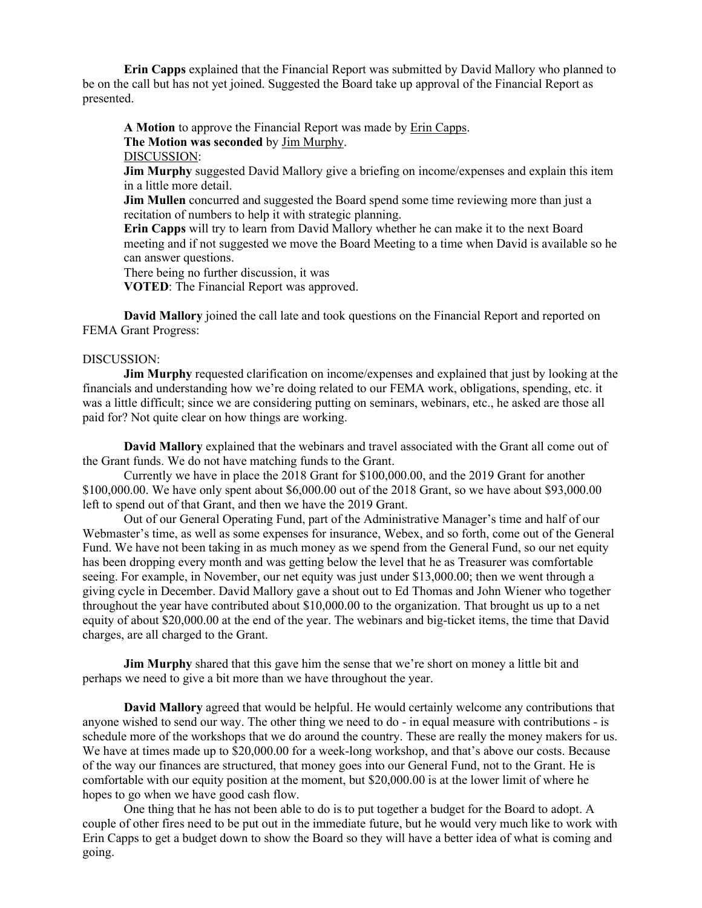**Erin Capps** explained that the Financial Report was submitted by David Mallory who planned to be on the call but has not yet joined. Suggested the Board take up approval of the Financial Report as presented.

> **A Motion** to approve the Financial Report was made by <u>Erin Capps</u>.
> **The Motion was seconded** by <u>Jim Murphy</u>.
> <u>DISCUSSION</u>:
> **Jim Murphy** suggested David Mallory give a briefing on income/expenses and explain this item in a little more detail.
> **Jim Mullen** concurred and suggested the Board spend some time reviewing more than just a recitation of numbers to help it with strategic planning.
> **Erin Capps** will try to learn from David Mallory whether he can make it to the next Board meeting and if not suggested we move the Board Meeting to a time when David is available so he can answer questions.
> There being no further discussion, it was
> **VOTED**: The Financial Report was approved.

**David Mallory** joined the call late and took questions on the Financial Report and reported on FEMA Grant Progress:

DISCUSSION:

**Jim Murphy** requested clarification on income/expenses and explained that just by looking at the financials and understanding how we're doing related to our FEMA work, obligations, spending, etc. it was a little difficult; since we are considering putting on seminars, webinars, etc., he asked are those all paid for? Not quite clear on how things are working.

**David Mallory** explained that the webinars and travel associated with the Grant all come out of the Grant funds. We do not have matching funds to the Grant.

Currently we have in place the 2018 Grant for $100,000.00, and the 2019 Grant for another $100,000.00. We have only spent about $6,000.00 out of the 2018 Grant, so we have about $93,000.00 left to spend out of that Grant, and then we have the 2019 Grant.

Out of our General Operating Fund, part of the Administrative Manager's time and half of our Webmaster's time, as well as some expenses for insurance, Webex, and so forth, come out of the General Fund. We have not been taking in as much money as we spend from the General Fund, so our net equity has been dropping every month and was getting below the level that he as Treasurer was comfortable seeing. For example, in November, our net equity was just under $13,000.00; then we went through a giving cycle in December. David Mallory gave a shout out to Ed Thomas and John Wiener who together throughout the year have contributed about $10,000.00 to the organization. That brought us up to a net equity of about $20,000.00 at the end of the year. The webinars and big-ticket items, the time that David charges, are all charged to the Grant.

**Jim Murphy** shared that this gave him the sense that we're short on money a little bit and perhaps we need to give a bit more than we have throughout the year.

**David Mallory** agreed that would be helpful. He would certainly welcome any contributions that anyone wished to send our way. The other thing we need to do - in equal measure with contributions - is schedule more of the workshops that we do around the country. These are really the money makers for us. We have at times made up to $20,000.00 for a week-long workshop, and that's above our costs. Because of the way our finances are structured, that money goes into our General Fund, not to the Grant. He is comfortable with our equity position at the moment, but $20,000.00 is at the lower limit of where he hopes to go when we have good cash flow.

One thing that he has not been able to do is to put together a budget for the Board to adopt. A couple of other fires need to be put out in the immediate future, but he would very much like to work with Erin Capps to get a budget down to show the Board so they will have a better idea of what is coming and going.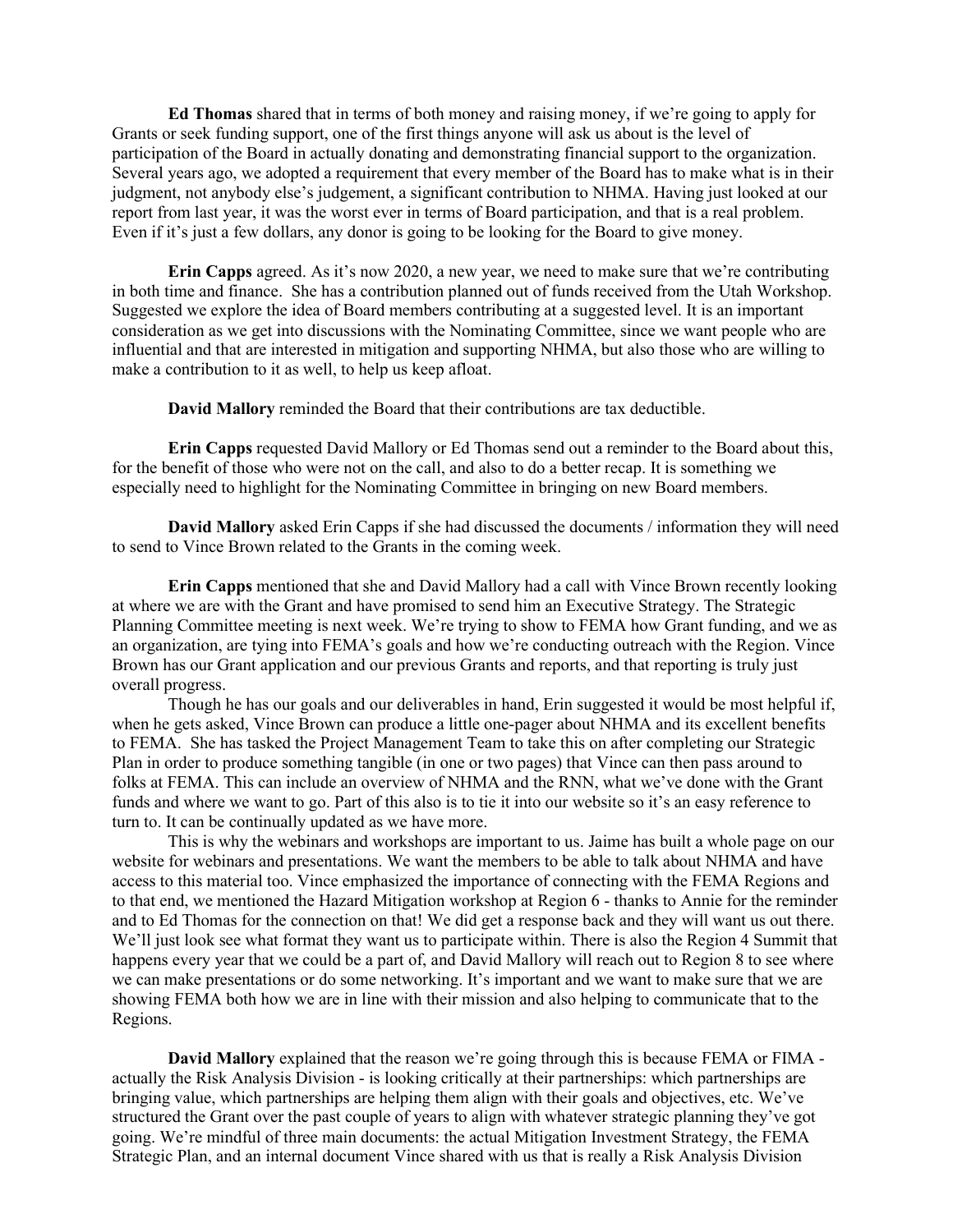**Ed Thomas** shared that in terms of both money and raising money, if we're going to apply for Grants or seek funding support, one of the first things anyone will ask us about is the level of participation of the Board in actually donating and demonstrating financial support to the organization. Several years ago, we adopted a requirement that every member of the Board has to make what is in their judgment, not anybody else's judgement, a significant contribution to NHMA. Having just looked at our report from last year, it was the worst ever in terms of Board participation, and that is a real problem. Even if it's just a few dollars, any donor is going to be looking for the Board to give money.

**Erin Capps** agreed. As it's now 2020, a new year, we need to make sure that we're contributing in both time and finance. She has a contribution planned out of funds received from the Utah Workshop. Suggested we explore the idea of Board members contributing at a suggested level. It is an important consideration as we get into discussions with the Nominating Committee, since we want people who are influential and that are interested in mitigation and supporting NHMA, but also those who are willing to make a contribution to it as well, to help us keep afloat.

**David Mallory** reminded the Board that their contributions are tax deductible.

**Erin Capps** requested David Mallory or Ed Thomas send out a reminder to the Board about this, for the benefit of those who were not on the call, and also to do a better recap. It is something we especially need to highlight for the Nominating Committee in bringing on new Board members.

**David Mallory** asked Erin Capps if she had discussed the documents / information they will need to send to Vince Brown related to the Grants in the coming week.

**Erin Capps** mentioned that she and David Mallory had a call with Vince Brown recently looking at where we are with the Grant and have promised to send him an Executive Strategy. The Strategic Planning Committee meeting is next week. We're trying to show to FEMA how Grant funding, and we as an organization, are tying into FEMA's goals and how we're conducting outreach with the Region. Vince Brown has our Grant application and our previous Grants and reports, and that reporting is truly just overall progress.

Though he has our goals and our deliverables in hand, Erin suggested it would be most helpful if, when he gets asked, Vince Brown can produce a little one-pager about NHMA and its excellent benefits to FEMA. She has tasked the Project Management Team to take this on after completing our Strategic Plan in order to produce something tangible (in one or two pages) that Vince can then pass around to folks at FEMA. This can include an overview of NHMA and the RNN, what we've done with the Grant funds and where we want to go. Part of this also is to tie it into our website so it's an easy reference to turn to. It can be continually updated as we have more.

This is why the webinars and workshops are important to us. Jaime has built a whole page on our website for webinars and presentations. We want the members to be able to talk about NHMA and have access to this material too. Vince emphasized the importance of connecting with the FEMA Regions and to that end, we mentioned the Hazard Mitigation workshop at Region 6 - thanks to Annie for the reminder and to Ed Thomas for the connection on that! We did get a response back and they will want us out there. We'll just look see what format they want us to participate within. There is also the Region 4 Summit that happens every year that we could be a part of, and David Mallory will reach out to Region 8 to see where we can make presentations or do some networking. It's important and we want to make sure that we are showing FEMA both how we are in line with their mission and also helping to communicate that to the Regions.

**David Mallory** explained that the reason we're going through this is because FEMA or FIMA - actually the Risk Analysis Division - is looking critically at their partnerships: which partnerships are bringing value, which partnerships are helping them align with their goals and objectives, etc. We've structured the Grant over the past couple of years to align with whatever strategic planning they've got going. We're mindful of three main documents: the actual Mitigation Investment Strategy, the FEMA Strategic Plan, and an internal document Vince shared with us that is really a Risk Analysis Division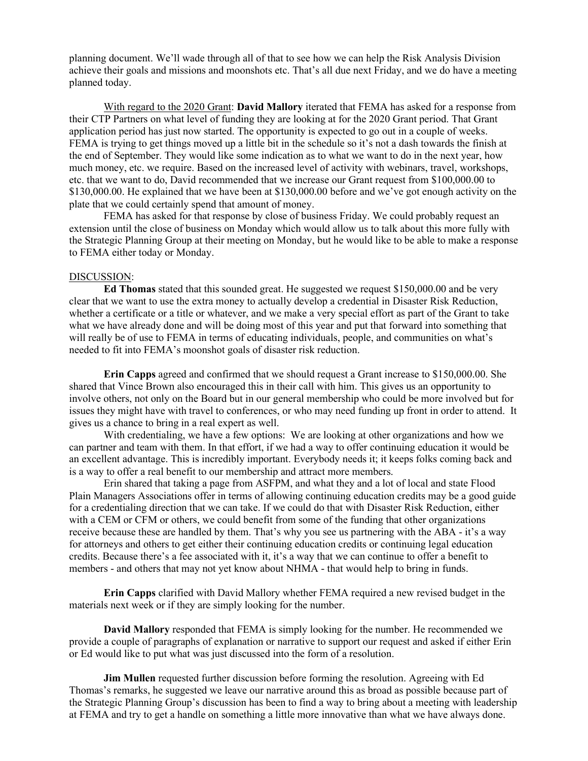planning document. We'll wade through all of that to see how we can help the Risk Analysis Division achieve their goals and missions and moonshots etc. That's all due next Friday, and we do have a meeting planned today.

With regard to the 2020 Grant: **David Mallory** iterated that FEMA has asked for a response from their CTP Partners on what level of funding they are looking at for the 2020 Grant period. That Grant application period has just now started. The opportunity is expected to go out in a couple of weeks. FEMA is trying to get things moved up a little bit in the schedule so it's not a dash towards the finish at the end of September. They would like some indication as to what we want to do in the next year, how much money, etc. we require. Based on the increased level of activity with webinars, travel, workshops, etc. that we want to do, David recommended that we increase our Grant request from $100,000.00 to $130,000.00. He explained that we have been at $130,000.00 before and we've got enough activity on the plate that we could certainly spend that amount of money.

FEMA has asked for that response by close of business Friday. We could probably request an extension until the close of business on Monday which would allow us to talk about this more fully with the Strategic Planning Group at their meeting on Monday, but he would like to be able to make a response to FEMA either today or Monday.

DISCUSSION:

**Ed Thomas** stated that this sounded great. He suggested we request $150,000.00 and be very clear that we want to use the extra money to actually develop a credential in Disaster Risk Reduction, whether a certificate or a title or whatever, and we make a very special effort as part of the Grant to take what we have already done and will be doing most of this year and put that forward into something that will really be of use to FEMA in terms of educating individuals, people, and communities on what's needed to fit into FEMA's moonshot goals of disaster risk reduction.

**Erin Capps** agreed and confirmed that we should request a Grant increase to $150,000.00. She shared that Vince Brown also encouraged this in their call with him. This gives us an opportunity to involve others, not only on the Board but in our general membership who could be more involved but for issues they might have with travel to conferences, or who may need funding up front in order to attend. It gives us a chance to bring in a real expert as well.

With credentialing, we have a few options: We are looking at other organizations and how we can partner and team with them. In that effort, if we had a way to offer continuing education it would be an excellent advantage. This is incredibly important. Everybody needs it; it keeps folks coming back and is a way to offer a real benefit to our membership and attract more members.

Erin shared that taking a page from ASFPM, and what they and a lot of local and state Flood Plain Managers Associations offer in terms of allowing continuing education credits may be a good guide for a credentialing direction that we can take. If we could do that with Disaster Risk Reduction, either with a CEM or CFM or others, we could benefit from some of the funding that other organizations receive because these are handled by them. That's why you see us partnering with the ABA - it's a way for attorneys and others to get either their continuing education credits or continuing legal education credits. Because there's a fee associated with it, it's a way that we can continue to offer a benefit to members - and others that may not yet know about NHMA - that would help to bring in funds.

**Erin Capps** clarified with David Mallory whether FEMA required a new revised budget in the materials next week or if they are simply looking for the number.

**David Mallory** responded that FEMA is simply looking for the number. He recommended we provide a couple of paragraphs of explanation or narrative to support our request and asked if either Erin or Ed would like to put what was just discussed into the form of a resolution.

**Jim Mullen** requested further discussion before forming the resolution. Agreeing with Ed Thomas's remarks, he suggested we leave our narrative around this as broad as possible because part of the Strategic Planning Group's discussion has been to find a way to bring about a meeting with leadership at FEMA and try to get a handle on something a little more innovative than what we have always done.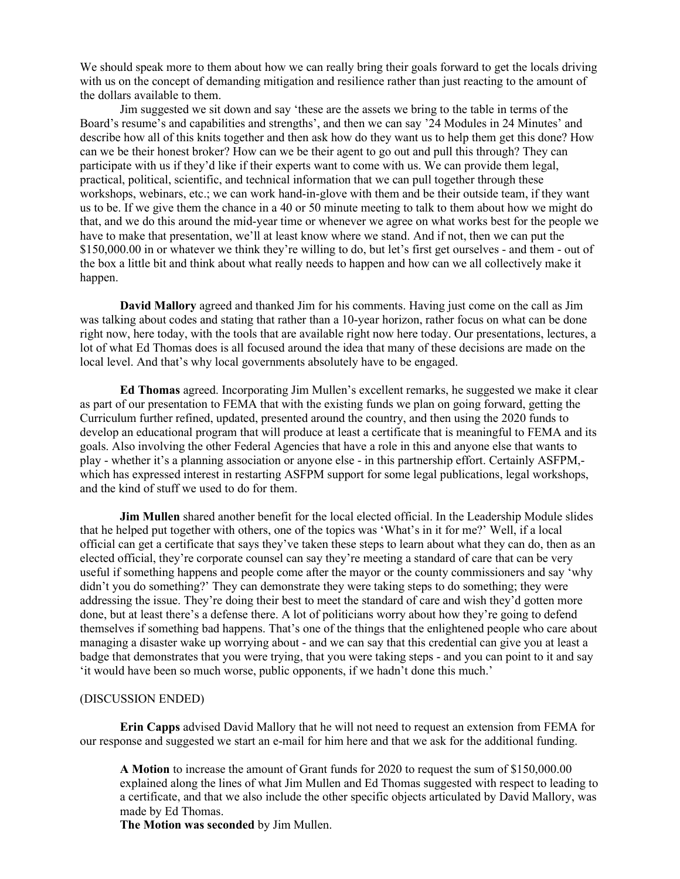We should speak more to them about how we can really bring their goals forward to get the locals driving with us on the concept of demanding mitigation and resilience rather than just reacting to the amount of the dollars available to them.

Jim suggested we sit down and say 'these are the assets we bring to the table in terms of the Board's resume's and capabilities and strengths', and then we can say '24 Modules in 24 Minutes' and describe how all of this knits together and then ask how do they want us to help them get this done? How can we be their honest broker? How can we be their agent to go out and pull this through? They can participate with us if they'd like if their experts want to come with us. We can provide them legal, practical, political, scientific, and technical information that we can pull together through these workshops, webinars, etc.; we can work hand-in-glove with them and be their outside team, if they want us to be. If we give them the chance in a 40 or 50 minute meeting to talk to them about how we might do that, and we do this around the mid-year time or whenever we agree on what works best for the people we have to make that presentation, we'll at least know where we stand. And if not, then we can put the $150,000.00 in or whatever we think they're willing to do, but let's first get ourselves - and them - out of the box a little bit and think about what really needs to happen and how can we all collectively make it happen.

**David Mallory** agreed and thanked Jim for his comments. Having just come on the call as Jim was talking about codes and stating that rather than a 10-year horizon, rather focus on what can be done right now, here today, with the tools that are available right now here today. Our presentations, lectures, a lot of what Ed Thomas does is all focused around the idea that many of these decisions are made on the local level. And that's why local governments absolutely have to be engaged.

**Ed Thomas** agreed. Incorporating Jim Mullen's excellent remarks, he suggested we make it clear as part of our presentation to FEMA that with the existing funds we plan on going forward, getting the Curriculum further refined, updated, presented around the country, and then using the 2020 funds to develop an educational program that will produce at least a certificate that is meaningful to FEMA and its goals. Also involving the other Federal Agencies that have a role in this and anyone else that wants to play - whether it's a planning association or anyone else - in this partnership effort. Certainly ASFPM,- which has expressed interest in restarting ASFPM support for some legal publications, legal workshops, and the kind of stuff we used to do for them.

**Jim Mullen** shared another benefit for the local elected official. In the Leadership Module slides that he helped put together with others, one of the topics was 'What's in it for me?' Well, if a local official can get a certificate that says they've taken these steps to learn about what they can do, then as an elected official, they're corporate counsel can say they're meeting a standard of care that can be very useful if something happens and people come after the mayor or the county commissioners and say 'why didn't you do something?' They can demonstrate they were taking steps to do something; they were addressing the issue. They're doing their best to meet the standard of care and wish they'd gotten more done, but at least there's a defense there. A lot of politicians worry about how they're going to defend themselves if something bad happens. That's one of the things that the enlightened people who care about managing a disaster wake up worrying about - and we can say that this credential can give you at least a badge that demonstrates that you were trying, that you were taking steps - and you can point to it and say 'it would have been so much worse, public opponents, if we hadn't done this much.'

(DISCUSSION ENDED)

**Erin Capps** advised David Mallory that he will not need to request an extension from FEMA for our response and suggested we start an e-mail for him here and that we ask for the additional funding.

> **A Motion** to increase the amount of Grant funds for 2020 to request the sum of $150,000.00 explained along the lines of what Jim Mullen and Ed Thomas suggested with respect to leading to a certificate, and that we also include the other specific objects articulated by David Mallory, was made by Ed Thomas.
>
> **The Motion was seconded** by Jim Mullen.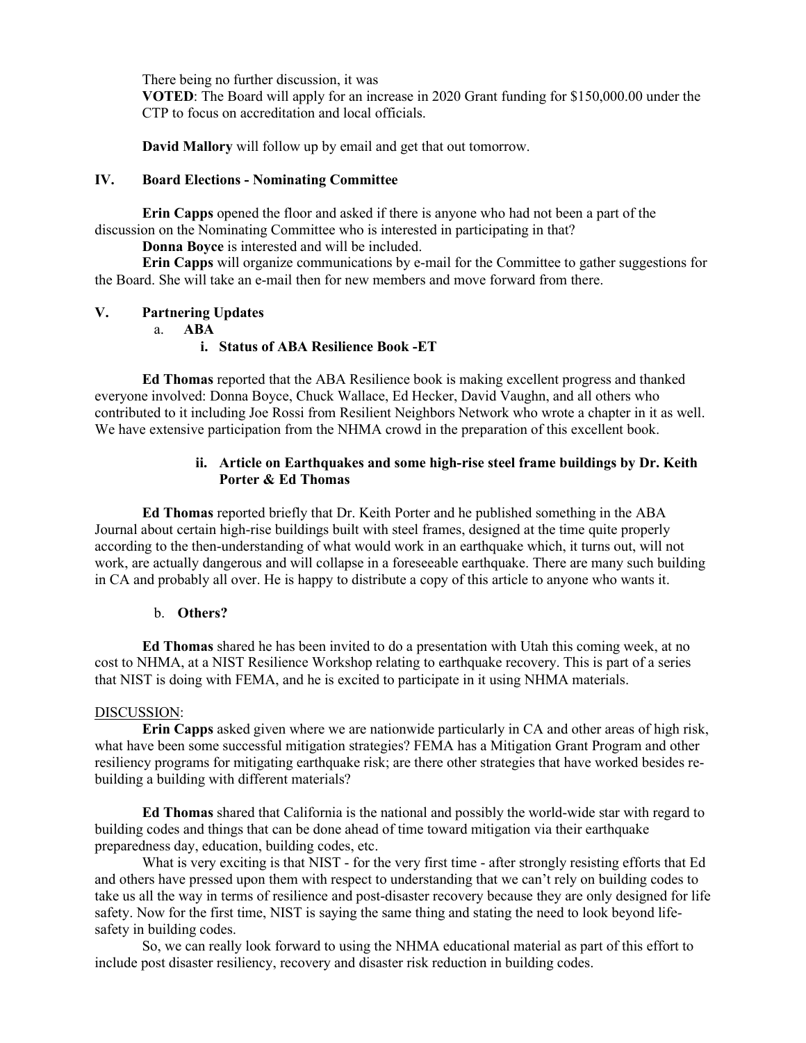There being no further discussion, it was

**VOTED**: The Board will apply for an increase in 2020 Grant funding for $150,000.00 under the CTP to focus on accreditation and local officials.

**David Mallory** will follow up by email and get that out tomorrow.

## IV. Board Elections - Nominating Committee

**Erin Capps** opened the floor and asked if there is anyone who had not been a part of the discussion on the Nominating Committee who is interested in participating in that?

**Donna Boyce** is interested and will be included.

**Erin Capps** will organize communications by e-mail for the Committee to gather suggestions for the Board. She will take an e-mail then for new members and move forward from there.

## V. Partnering Updates

### a. ABA

#### i. Status of ABA Resilience Book -ET

**Ed Thomas** reported that the ABA Resilience book is making excellent progress and thanked everyone involved: Donna Boyce, Chuck Wallace, Ed Hecker, David Vaughn, and all others who contributed to it including Joe Rossi from Resilient Neighbors Network who wrote a chapter in it as well. We have extensive participation from the NHMA crowd in the preparation of this excellent book.

#### ii. Article on Earthquakes and some high-rise steel frame buildings by Dr. Keith Porter & Ed Thomas

**Ed Thomas** reported briefly that Dr. Keith Porter and he published something in the ABA Journal about certain high-rise buildings built with steel frames, designed at the time quite properly according to the then-understanding of what would work in an earthquake which, it turns out, will not work, are actually dangerous and will collapse in a foreseeable earthquake. There are many such building in CA and probably all over. He is happy to distribute a copy of this article to anyone who wants it.

### b. Others?

**Ed Thomas** shared he has been invited to do a presentation with Utah this coming week, at no cost to NHMA, at a NIST Resilience Workshop relating to earthquake recovery. This is part of a series that NIST is doing with FEMA, and he is excited to participate in it using NHMA materials.

<u>DISCUSSION</u>:

**Erin Capps** asked given where we are nationwide particularly in CA and other areas of high risk, what have been some successful mitigation strategies? FEMA has a Mitigation Grant Program and other resiliency programs for mitigating earthquake risk; are there other strategies that have worked besides re-building a building with different materials?

**Ed Thomas** shared that California is the national and possibly the world-wide star with regard to building codes and things that can be done ahead of time toward mitigation via their earthquake preparedness day, education, building codes, etc.

What is very exciting is that NIST - for the very first time - after strongly resisting efforts that Ed and others have pressed upon them with respect to understanding that we can't rely on building codes to take us all the way in terms of resilience and post-disaster recovery because they are only designed for life safety. Now for the first time, NIST is saying the same thing and stating the need to look beyond life-safety in building codes.

So, we can really look forward to using the NHMA educational material as part of this effort to include post disaster resiliency, recovery and disaster risk reduction in building codes.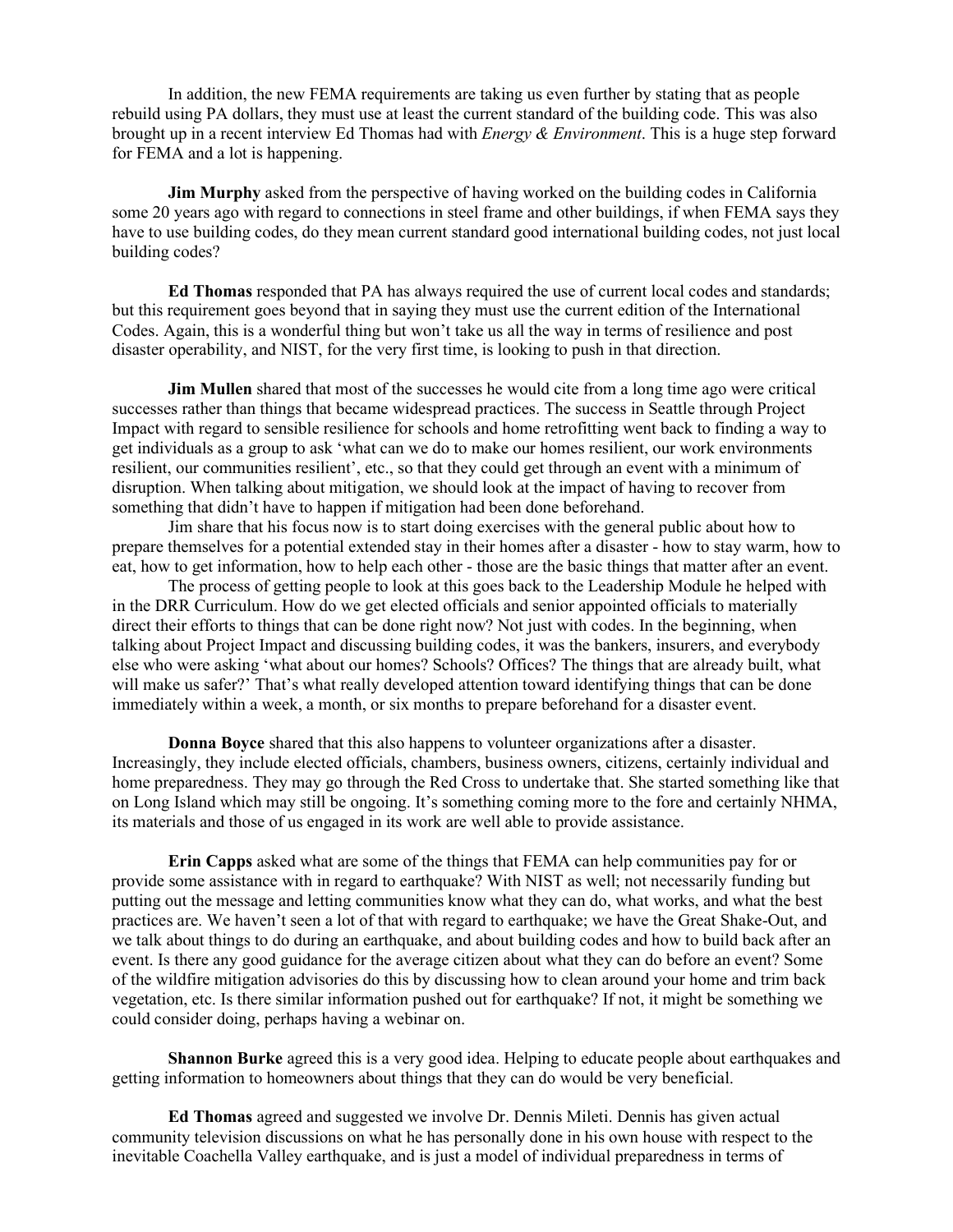In addition, the new FEMA requirements are taking us even further by stating that as people rebuild using PA dollars, they must use at least the current standard of the building code. This was also brought up in a recent interview Ed Thomas had with *Energy & Environment*. This is a huge step forward for FEMA and a lot is happening.

**Jim Murphy** asked from the perspective of having worked on the building codes in California some 20 years ago with regard to connections in steel frame and other buildings, if when FEMA says they have to use building codes, do they mean current standard good international building codes, not just local building codes?

**Ed Thomas** responded that PA has always required the use of current local codes and standards; but this requirement goes beyond that in saying they must use the current edition of the International Codes. Again, this is a wonderful thing but won't take us all the way in terms of resilience and post disaster operability, and NIST, for the very first time, is looking to push in that direction.

**Jim Mullen** shared that most of the successes he would cite from a long time ago were critical successes rather than things that became widespread practices. The success in Seattle through Project Impact with regard to sensible resilience for schools and home retrofitting went back to finding a way to get individuals as a group to ask 'what can we do to make our homes resilient, our work environments resilient, our communities resilient', etc., so that they could get through an event with a minimum of disruption. When talking about mitigation, we should look at the impact of having to recover from something that didn't have to happen if mitigation had been done beforehand.

Jim share that his focus now is to start doing exercises with the general public about how to prepare themselves for a potential extended stay in their homes after a disaster - how to stay warm, how to eat, how to get information, how to help each other - those are the basic things that matter after an event.

The process of getting people to look at this goes back to the Leadership Module he helped with in the DRR Curriculum. How do we get elected officials and senior appointed officials to materially direct their efforts to things that can be done right now? Not just with codes. In the beginning, when talking about Project Impact and discussing building codes, it was the bankers, insurers, and everybody else who were asking 'what about our homes? Schools? Offices? The things that are already built, what will make us safer?' That's what really developed attention toward identifying things that can be done immediately within a week, a month, or six months to prepare beforehand for a disaster event.

**Donna Boyce** shared that this also happens to volunteer organizations after a disaster. Increasingly, they include elected officials, chambers, business owners, citizens, certainly individual and home preparedness. They may go through the Red Cross to undertake that. She started something like that on Long Island which may still be ongoing. It's something coming more to the fore and certainly NHMA, its materials and those of us engaged in its work are well able to provide assistance.

**Erin Capps** asked what are some of the things that FEMA can help communities pay for or provide some assistance with in regard to earthquake? With NIST as well; not necessarily funding but putting out the message and letting communities know what they can do, what works, and what the best practices are. We haven't seen a lot of that with regard to earthquake; we have the Great Shake-Out, and we talk about things to do during an earthquake, and about building codes and how to build back after an event. Is there any good guidance for the average citizen about what they can do before an event? Some of the wildfire mitigation advisories do this by discussing how to clean around your home and trim back vegetation, etc. Is there similar information pushed out for earthquake? If not, it might be something we could consider doing, perhaps having a webinar on.

**Shannon Burke** agreed this is a very good idea. Helping to educate people about earthquakes and getting information to homeowners about things that they can do would be very beneficial.

**Ed Thomas** agreed and suggested we involve Dr. Dennis Mileti. Dennis has given actual community television discussions on what he has personally done in his own house with respect to the inevitable Coachella Valley earthquake, and is just a model of individual preparedness in terms of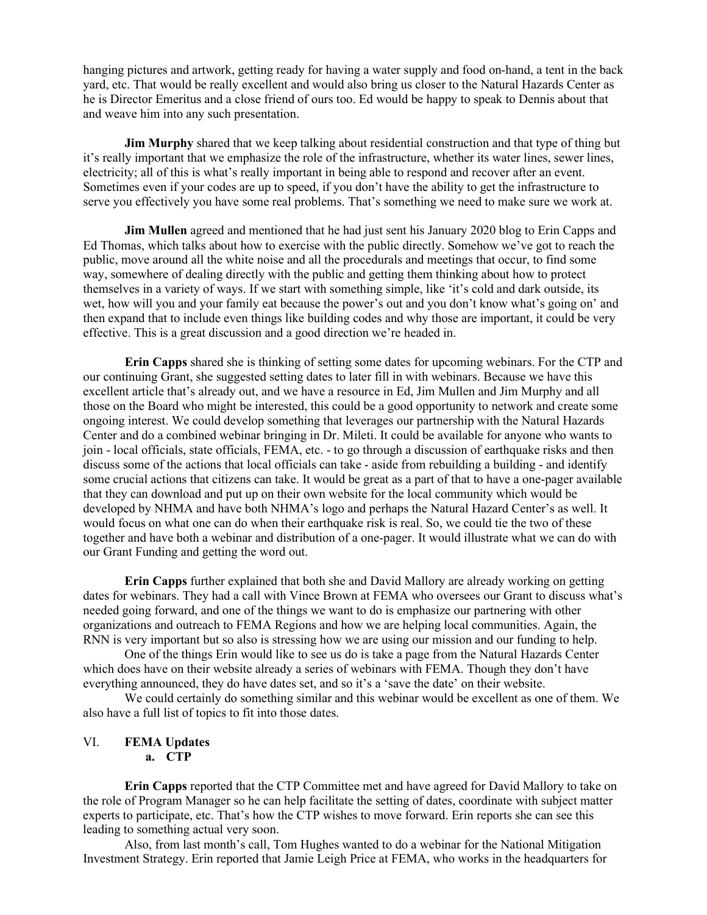hanging pictures and artwork, getting ready for having a water supply and food on-hand, a tent in the back yard, etc. That would be really excellent and would also bring us closer to the Natural Hazards Center as he is Director Emeritus and a close friend of ours too. Ed would be happy to speak to Dennis about that and weave him into any such presentation.

**Jim Murphy** shared that we keep talking about residential construction and that type of thing but it's really important that we emphasize the role of the infrastructure, whether its water lines, sewer lines, electricity; all of this is what's really important in being able to respond and recover after an event. Sometimes even if your codes are up to speed, if you don't have the ability to get the infrastructure to serve you effectively you have some real problems. That's something we need to make sure we work at.

**Jim Mullen** agreed and mentioned that he had just sent his January 2020 blog to Erin Capps and Ed Thomas, which talks about how to exercise with the public directly. Somehow we've got to reach the public, move around all the white noise and all the procedurals and meetings that occur, to find some way, somewhere of dealing directly with the public and getting them thinking about how to protect themselves in a variety of ways. If we start with something simple, like 'it's cold and dark outside, its wet, how will you and your family eat because the power's out and you don't know what's going on' and then expand that to include even things like building codes and why those are important, it could be very effective. This is a great discussion and a good direction we're headed in.

**Erin Capps** shared she is thinking of setting some dates for upcoming webinars. For the CTP and our continuing Grant, she suggested setting dates to later fill in with webinars. Because we have this excellent article that's already out, and we have a resource in Ed, Jim Mullen and Jim Murphy and all those on the Board who might be interested, this could be a good opportunity to network and create some ongoing interest. We could develop something that leverages our partnership with the Natural Hazards Center and do a combined webinar bringing in Dr. Mileti. It could be available for anyone who wants to join - local officials, state officials, FEMA, etc. - to go through a discussion of earthquake risks and then discuss some of the actions that local officials can take - aside from rebuilding a building - and identify some crucial actions that citizens can take. It would be great as a part of that to have a one-pager available that they can download and put up on their own website for the local community which would be developed by NHMA and have both NHMA's logo and perhaps the Natural Hazard Center's as well. It would focus on what one can do when their earthquake risk is real. So, we could tie the two of these together and have both a webinar and distribution of a one-pager. It would illustrate what we can do with our Grant Funding and getting the word out.

**Erin Capps** further explained that both she and David Mallory are already working on getting dates for webinars. They had a call with Vince Brown at FEMA who oversees our Grant to discuss what's needed going forward, and one of the things we want to do is emphasize our partnering with other organizations and outreach to FEMA Regions and how we are helping local communities. Again, the RNN is very important but so also is stressing how we are using our mission and our funding to help.

One of the things Erin would like to see us do is take a page from the Natural Hazards Center which does have on their website already a series of webinars with FEMA. Though they don't have everything announced, they do have dates set, and so it's a 'save the date' on their website.

We could certainly do something similar and this webinar would be excellent as one of them. We also have a full list of topics to fit into those dates.

## VI. FEMA Updates

### a. CTP

**Erin Capps** reported that the CTP Committee met and have agreed for David Mallory to take on the role of Program Manager so he can help facilitate the setting of dates, coordinate with subject matter experts to participate, etc. That's how the CTP wishes to move forward. Erin reports she can see this leading to something actual very soon.

Also, from last month's call, Tom Hughes wanted to do a webinar for the National Mitigation Investment Strategy. Erin reported that Jamie Leigh Price at FEMA, who works in the headquarters for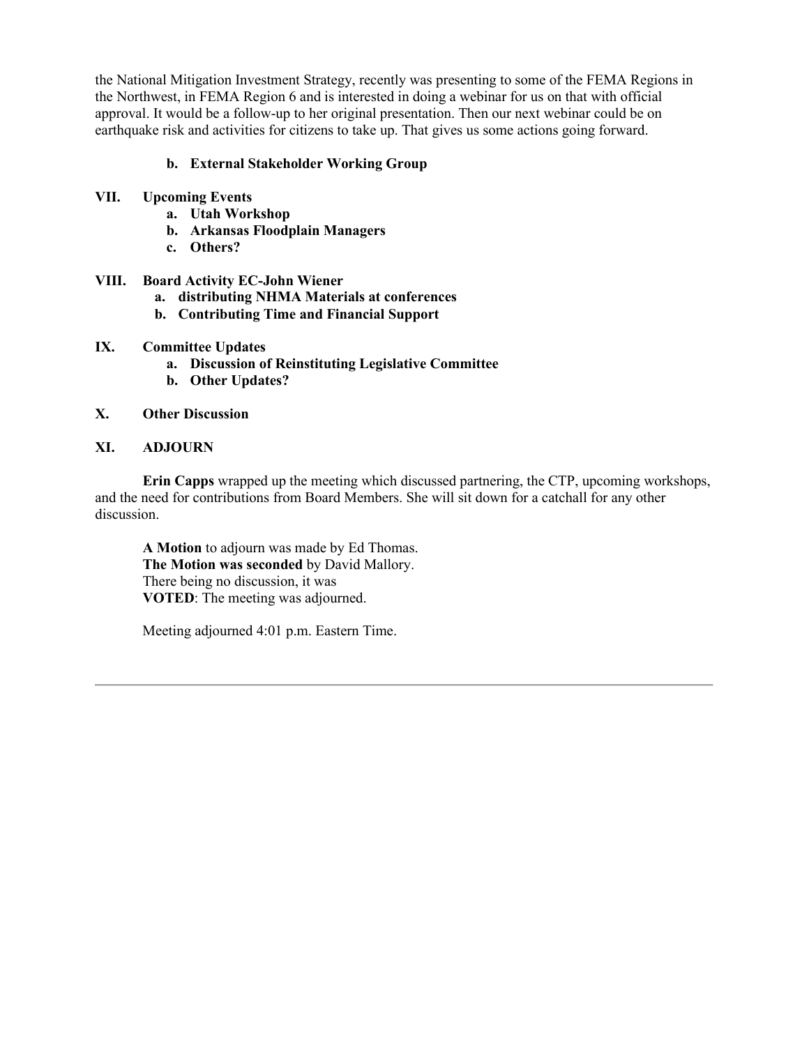the National Mitigation Investment Strategy, recently was presenting to some of the FEMA Regions in the Northwest, in FEMA Region 6 and is interested in doing a webinar for us on that with official approval. It would be a follow-up to her original presentation. Then our next webinar could be on earthquake risk and activities for citizens to take up. That gives us some actions going forward.

**b. External Stakeholder Working Group**

## VII. Upcoming Events

**a. Utah Workshop**
**b. Arkansas Floodplain Managers**
**c. Others?**

## VIII. Board Activity EC-John Wiener

**a. distributing NHMA Materials at conferences**
**b. Contributing Time and Financial Support**

## IX. Committee Updates

**a. Discussion of Reinstituting Legislative Committee**
**b. Other Updates?**

## X. Other Discussion

## XI. ADJOURN

**Erin Capps** wrapped up the meeting which discussed partnering, the CTP, upcoming workshops, and the need for contributions from Board Members. She will sit down for a catchall for any other discussion.

**A Motion** to adjourn was made by Ed Thomas.
**The Motion was seconded** by David Mallory.
There being no discussion, it was
**VOTED**: The meeting was adjourned.

Meeting adjourned 4:01 p.m. Eastern Time.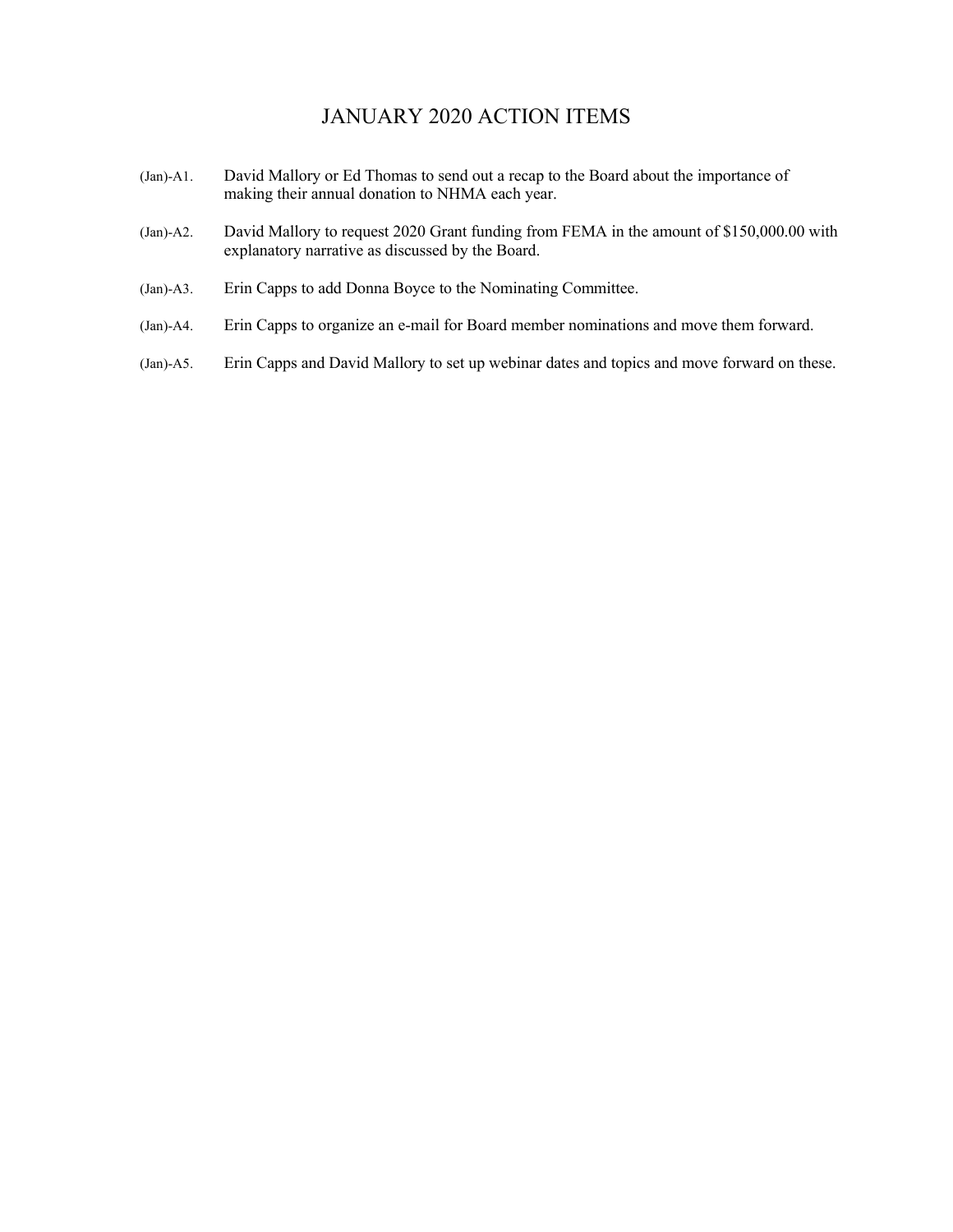# JANUARY 2020 ACTION ITEMS

(Jan)-A1. David Mallory or Ed Thomas to send out a recap to the Board about the importance of making their annual donation to NHMA each year.

(Jan)-A2. David Mallory to request 2020 Grant funding from FEMA in the amount of $150,000.00 with explanatory narrative as discussed by the Board.

(Jan)-A3. Erin Capps to add Donna Boyce to the Nominating Committee.

(Jan)-A4. Erin Capps to organize an e-mail for Board member nominations and move them forward.

(Jan)-A5. Erin Capps and David Mallory to set up webinar dates and topics and move forward on these.